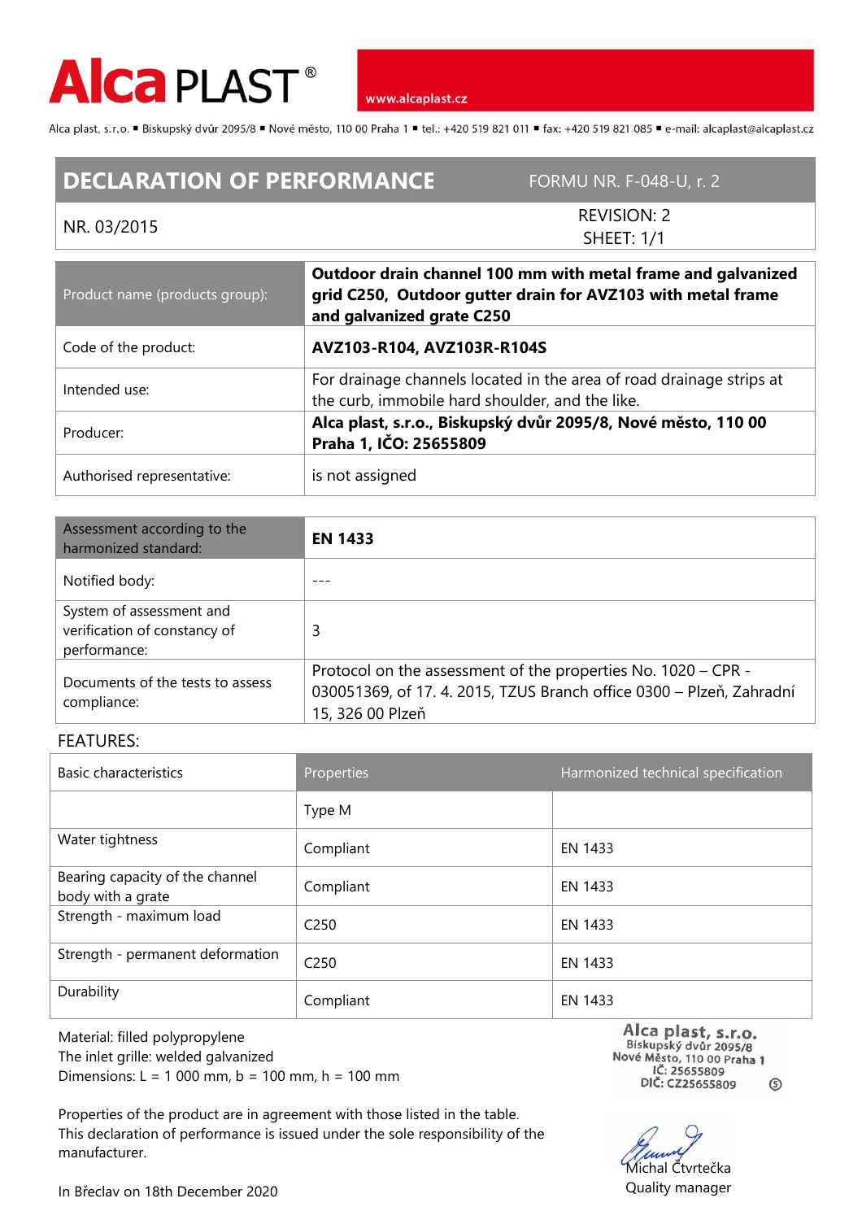# Alca PLAST®

www.alcaplast.cz

Alca plast, s.r.o. ▪ Biskupský dvůr 2095/8 ▪ Nové město, 110 00 Praha 1 ▪ tel.: +420 519 821 011 ▪ fax: +420 519 821 085 ▪ e-mail: alcaplast@alcaplast.cz

## DECLARATION OF PERFORMANCE

FORMU NR. F-048-U, r. 2

NR. 03/2015

REVISION: 2
SHEET: 1/1

| Product name (products group): | **Outdoor drain channel 100 mm with metal frame and galvanized grid C250, Outdoor gutter drain for AVZ103 with metal frame and galvanized grate C250** |
|---|---|
| Code of the product: | **AVZ103-R104, AVZ103R-R104S** |
| Intended use: | For drainage channels located in the area of road drainage strips at the curb, immobile hard shoulder, and the like. |
| Producer: | **Alca plast, s.r.o., Biskupský dvůr 2095/8, Nové město, 110 00 Praha 1, IČO: 25655809** |
| Authorised representative: | is not assigned |

| Assessment according to the harmonized standard: | **EN 1433** |
|---|---|
| Notified body: | --- |
| System of assessment and verification of constancy of performance: | 3 |
| Documents of the tests to assess compliance: | Protocol on the assessment of the properties No. 1020 – CPR - 030051369, of 17. 4. 2015, TZUS Branch office 0300 – Plzeň, Zahradní 15, 326 00 Plzeň |

FEATURES:

| Basic characteristics | Properties | Harmonized technical specification |
|---|---|---|
| | Type M | |
| Water tightness | Compliant | EN 1433 |
| Bearing capacity of the channel body with a grate | Compliant | EN 1433 |
| Strength - maximum load | C250 | EN 1433 |
| Strength - permanent deformation | C250 | EN 1433 |
| Durability | Compliant | EN 1433 |

Material: filled polypropylene
The inlet grille: welded galvanized
Dimensions: L = 1 000 mm, b = 100 mm, h = 100 mm

Alca plast, s.r.o.
Biskupský dvůr 2095/8
Nové Město, 110 00 Praha 1
IČ: 25655809
DIČ: CZ25655809

Properties of the product are in agreement with those listed in the table.
This declaration of performance is issued under the sole responsibility of the manufacturer.

In Břeclav on 18th December 2020

Michal Čtvrtečka
Quality manager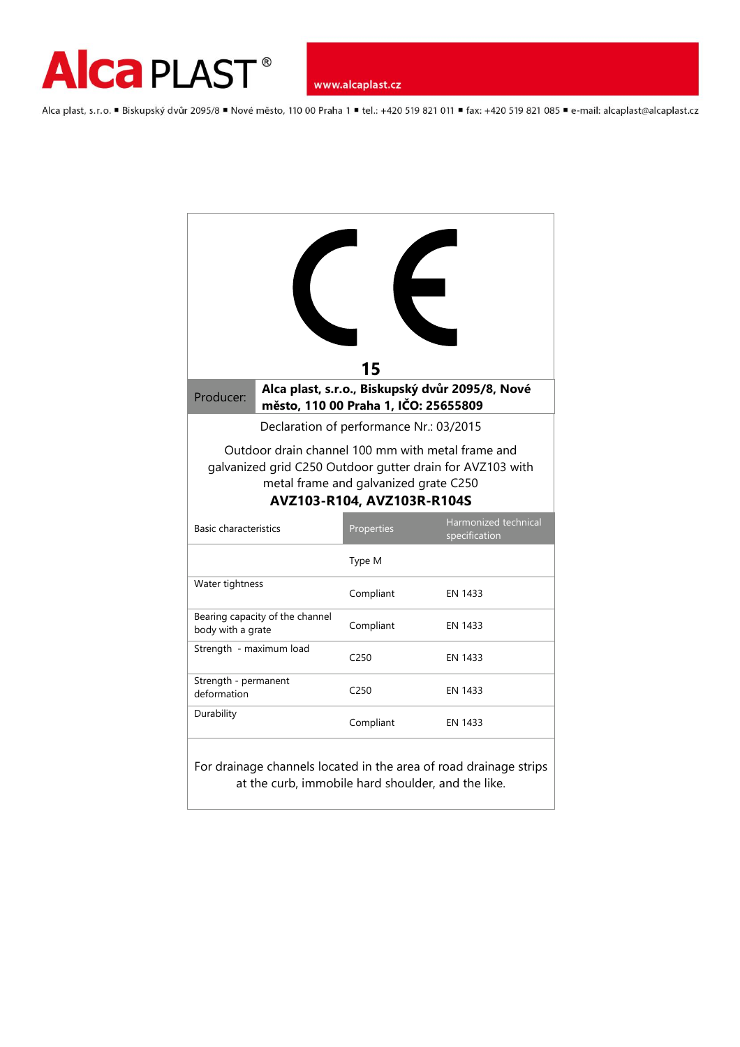Alca PLAST®

www.alcaplast.cz

Alca plast, s.r.o. ■ Biskupský dvůr 2095/8 ■ Nové město, 110 00 Praha 1 ■ tel.: +420 519 821 011 ■ fax: +420 519 821 085 ■ e-mail: alcaplast@alcaplast.cz

# CE

**15**

| Producer: | **Alca plast, s.r.o., Biskupský dvůr 2095/8, Nové město, 110 00 Praha 1, IČO: 25655809** |
|---|---|

Declaration of performance Nr.: 03/2015

Outdoor drain channel 100 mm with metal frame and galvanized grid C250 Outdoor gutter drain for AVZ103 with metal frame and galvanized grate C250

**AVZ103-R104, AVZ103R-R104S**

| Basic characteristics | Properties | Harmonized technical specification |
|---|---|---|
| | Type M | |
| Water tightness | Compliant | EN 1433 |
| Bearing capacity of the channel body with a grate | Compliant | EN 1433 |
| Strength - maximum load | C250 | EN 1433 |
| Strength - permanent deformation | C250 | EN 1433 |
| Durability | Compliant | EN 1433 |

For drainage channels located in the area of road drainage strips at the curb, immobile hard shoulder, and the like.